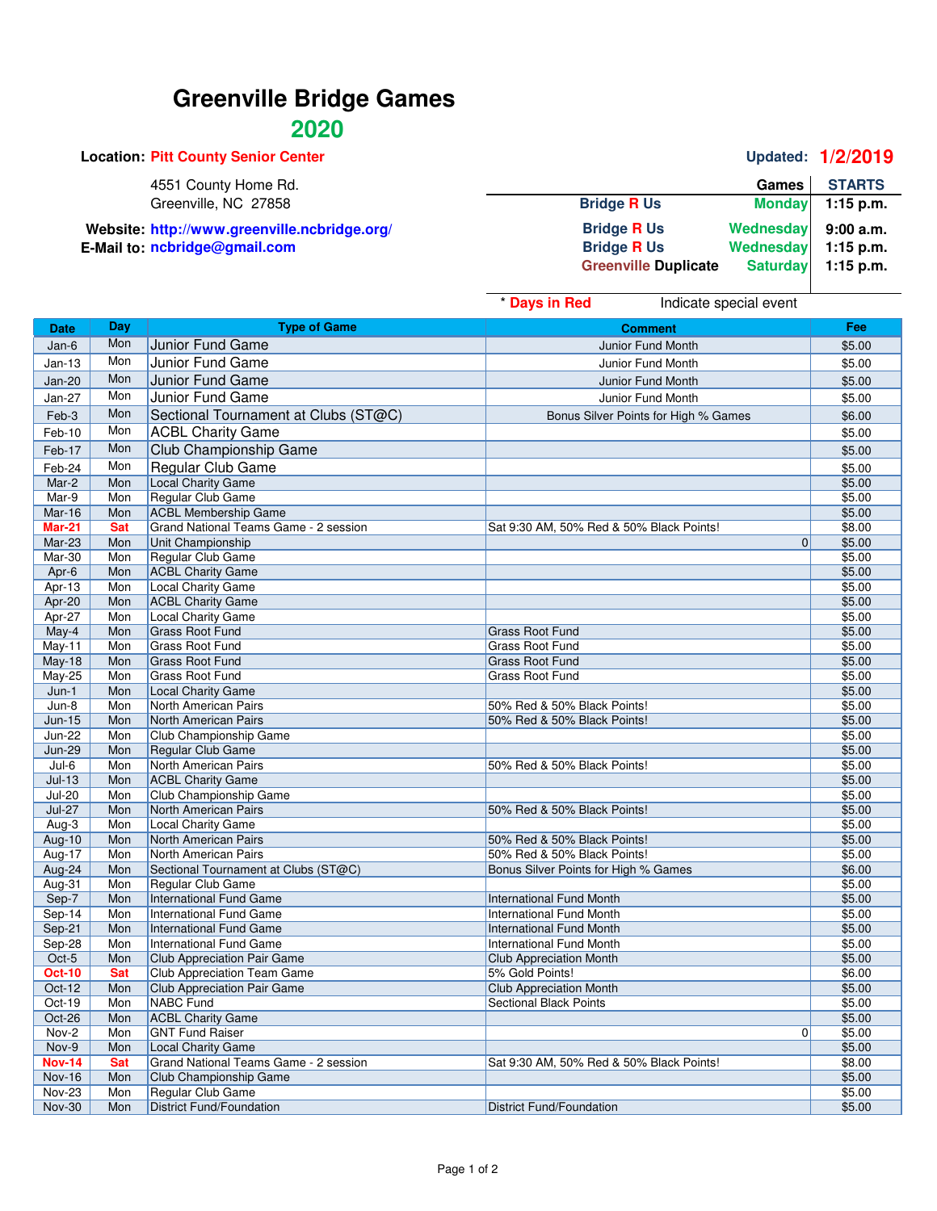# Greenville Bridge Games

## 2020

**Location:** Pitt County Senior Center

4551 County Home Rd.
Greenville, NC 27858

**Website:** http://www.greenville.ncbridge.org/
**E-Mail to:** ncbridge@gmail.com

**Updated: 1/2/2019**

| | Games | STARTS |
|---|---|---|
| Bridge R Us | Monday | 1:15 p.m. |
| Bridge R Us | Wednesday | 9:00 a.m. |
| Bridge R Us | Wednesday | 1:15 p.m. |
| Greenville Duplicate | Saturday | 1:15 p.m. |

\* **Days in Red** Indicate special event

| Date | Day | Type of Game | Comment | Fee |
|---|---|---|---|---|
| Jan-6 | Mon | Junior Fund Game | Junior Fund Month | $5.00 |
| Jan-13 | Mon | Junior Fund Game | Junior Fund Month | $5.00 |
| Jan-20 | Mon | Junior Fund Game | Junior Fund Month | $5.00 |
| Jan-27 | Mon | Junior Fund Game | Junior Fund Month | $5.00 |
| Feb-3 | Mon | Sectional Tournament at Clubs (ST@C) | Bonus Silver Points for High % Games | $6.00 |
| Feb-10 | Mon | ACBL Charity Game | | $5.00 |
| Feb-17 | Mon | Club Championship Game | | $5.00 |
| Feb-24 | Mon | Regular Club Game | | $5.00 |
| Mar-2 | Mon | Local Charity Game | | $5.00 |
| Mar-9 | Mon | Regular Club Game | | $5.00 |
| Mar-16 | Mon | ACBL Membership Game | | $5.00 |
| **Mar-21** | **Sat** | Grand National Teams Game - 2 session | Sat 9:30 AM, 50% Red & 50% Black Points! | $8.00 |
| Mar-23 | Mon | Unit Championship | 0 | $5.00 |
| Mar-30 | Mon | Regular Club Game | | $5.00 |
| Apr-6 | Mon | ACBL Charity Game | | $5.00 |
| Apr-13 | Mon | Local Charity Game | | $5.00 |
| Apr-20 | Mon | ACBL Charity Game | | $5.00 |
| Apr-27 | Mon | Local Charity Game | | $5.00 |
| May-4 | Mon | Grass Root Fund | Grass Root Fund | $5.00 |
| May-11 | Mon | Grass Root Fund | Grass Root Fund | $5.00 |
| May-18 | Mon | Grass Root Fund | Grass Root Fund | $5.00 |
| May-25 | Mon | Grass Root Fund | Grass Root Fund | $5.00 |
| Jun-1 | Mon | Local Charity Game | | $5.00 |
| Jun-8 | Mon | North American Pairs | 50% Red & 50% Black Points! | $5.00 |
| Jun-15 | Mon | North American Pairs | 50% Red & 50% Black Points! | $5.00 |
| Jun-22 | Mon | Club Championship Game | | $5.00 |
| Jun-29 | Mon | Regular Club Game | | $5.00 |
| Jul-6 | Mon | North American Pairs | 50% Red & 50% Black Points! | $5.00 |
| Jul-13 | Mon | ACBL Charity Game | | $5.00 |
| Jul-20 | Mon | Club Championship Game | | $5.00 |
| Jul-27 | Mon | North American Pairs | 50% Red & 50% Black Points! | $5.00 |
| Aug-3 | Mon | Local Charity Game | | $5.00 |
| Aug-10 | Mon | North American Pairs | 50% Red & 50% Black Points! | $5.00 |
| Aug-17 | Mon | North American Pairs | 50% Red & 50% Black Points! | $5.00 |
| Aug-24 | Mon | Sectional Tournament at Clubs (ST@C) | Bonus Silver Points for High % Games | $6.00 |
| Aug-31 | Mon | Regular Club Game | | $5.00 |
| Sep-7 | Mon | International Fund Game | International Fund Month | $5.00 |
| Sep-14 | Mon | International Fund Game | International Fund Month | $5.00 |
| Sep-21 | Mon | International Fund Game | International Fund Month | $5.00 |
| Sep-28 | Mon | International Fund Game | International Fund Month | $5.00 |
| Oct-5 | Mon | Club Appreciation Pair Game | Club Appreciation Month | $5.00 |
| **Oct-10** | **Sat** | Club Appreciation Team Game | 5% Gold Points! | $6.00 |
| Oct-12 | Mon | Club Appreciation Pair Game | Club Appreciation Month | $5.00 |
| Oct-19 | Mon | NABC Fund | Sectional Black Points | $5.00 |
| Oct-26 | Mon | ACBL Charity Game | | $5.00 |
| Nov-2 | Mon | GNT Fund Raiser | 0 | $5.00 |
| Nov-9 | Mon | Local Charity Game | | $5.00 |
| **Nov-14** | **Sat** | Grand National Teams Game - 2 session | Sat 9:30 AM, 50% Red & 50% Black Points! | $8.00 |
| Nov-16 | Mon | Club Championship Game | | $5.00 |
| Nov-23 | Mon | Regular Club Game | | $5.00 |
| Nov-30 | Mon | District Fund/Foundation | District Fund/Foundation | $5.00 |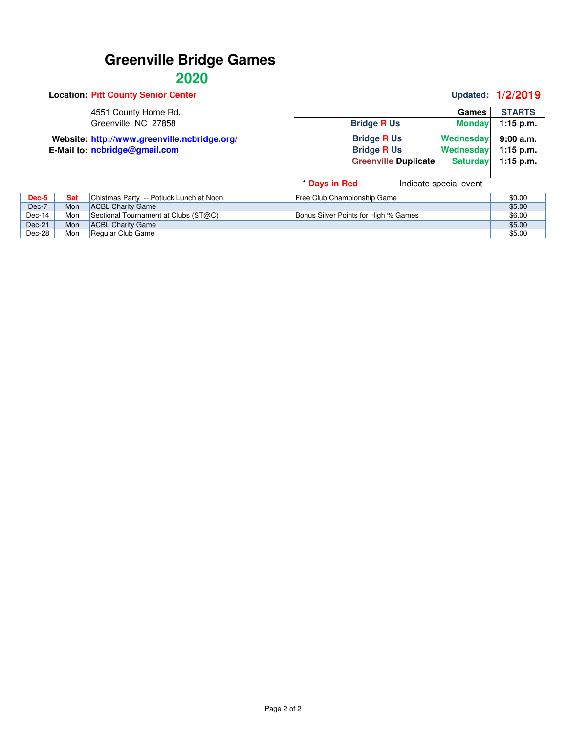# Greenville Bridge Games

## 2020

**Location:** **Pitt County Senior Center**

4551 County Home Rd.
Greenville, NC 27858

**Website:** **http://www.greenville.ncbridge.org/**
**E-Mail to:** **ncbridge@gmail.com**

**Updated:** **1/2/2019**

| | Games | STARTS |
|---|---|---|
| **Bridge R Us** | **Monday** | **1:15 p.m.** |
| **Bridge R Us** | **Wednesday** | **9:00 a.m.** |
| **Bridge R Us** | **Wednesday** | **1:15 p.m.** |
| **Greenville Duplicate** | **Saturday** | **1:15 p.m.** |

\* **Days in Red** Indicate special event

| | | | | |
|---|---|---|---|---|
| **Dec-5** | **Sat** | Chistmas Party -- Potluck Lunch at Noon | Free Club Championship Game | $0.00 |
| Dec-7 | Mon | ACBL Charity Game | | $5.00 |
| Dec-14 | Mon | Sectional Tournament at Clubs (ST@C) | Bonus Silver Points for High % Games | $6.00 |
| Dec-21 | Mon | ACBL Charity Game | | $5.00 |
| Dec-28 | Mon | Regular Club Game | | $5.00 |